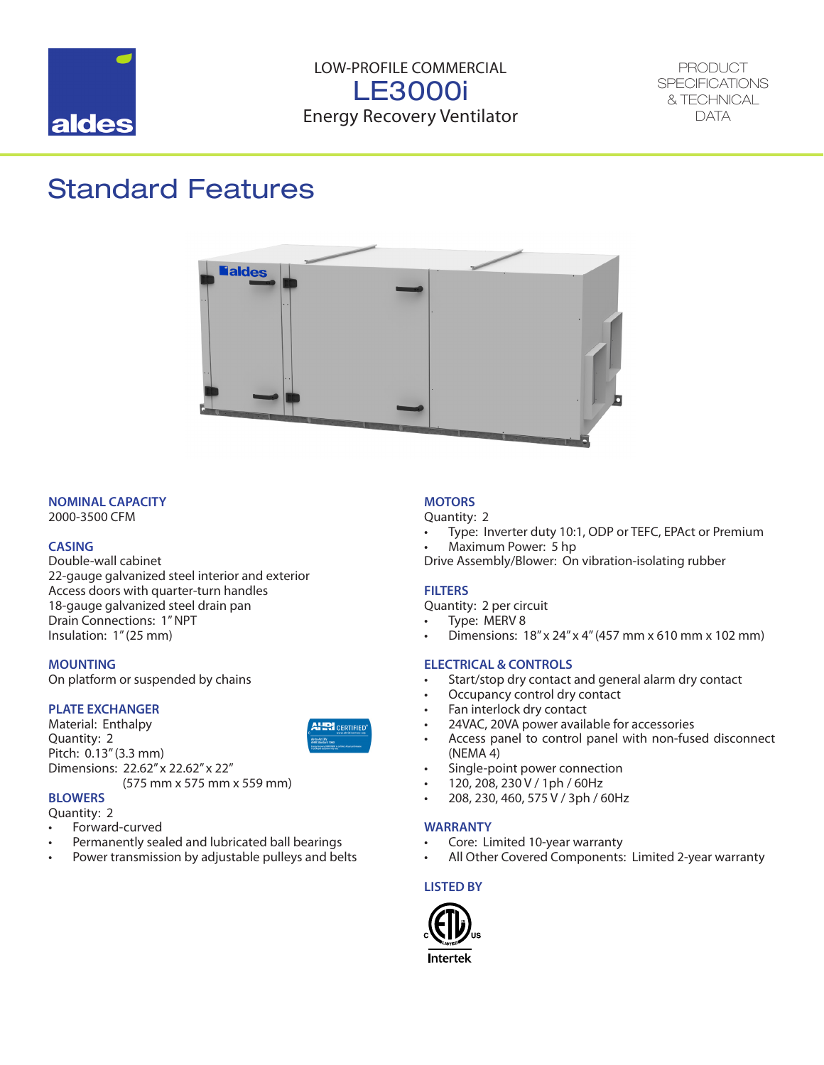LOW-PROFILE COMMERCIAL

# LE3000i

Energy Recovery Ventilator

PRODUCT SPECIFICATIONS & TECHNICAL DATA

## Standard Features

### NOMINAL CAPACITY

2000-3500 CFM

### CASING

Double-wall cabinet
22-gauge galvanized steel interior and exterior
Access doors with quarter-turn handles
18-gauge galvanized steel drain pan
Drain Connections: 1" NPT
Insulation: 1" (25 mm)

### MOUNTING

On platform or suspended by chains

### PLATE EXCHANGER

Material: Enthalpy
Quantity: 2
Pitch: 0.13" (3.3 mm)
Dimensions: 22.62" x 22.62" x 22"
(575 mm x 575 mm x 559 mm)

### BLOWERS

Quantity: 2

- Forward-curved
- Permanently sealed and lubricated ball bearings
- Power transmission by adjustable pulleys and belts

### MOTORS

Quantity: 2

- Type: Inverter duty 10:1, ODP or TEFC, EPAct or Premium
- Maximum Power: 5 hp

Drive Assembly/Blower: On vibration-isolating rubber

### FILTERS

Quantity: 2 per circuit

- Type: MERV 8
- Dimensions: 18" x 24" x 4" (457 mm x 610 mm x 102 mm)

### ELECTRICAL & CONTROLS

- Start/stop dry contact and general alarm dry contact
- Occupancy control dry contact
- Fan interlock dry contact
- 24VAC, 20VA power available for accessories
- Access panel to control panel with non-fused disconnect (NEMA 4)
- Single-point power connection
- 120, 208, 230 V / 1ph / 60Hz
- 208, 230, 460, 575 V / 3ph / 60Hz

### WARRANTY

- Core: Limited 10-year warranty
- All Other Covered Components: Limited 2-year warranty

### LISTED BY

Intertek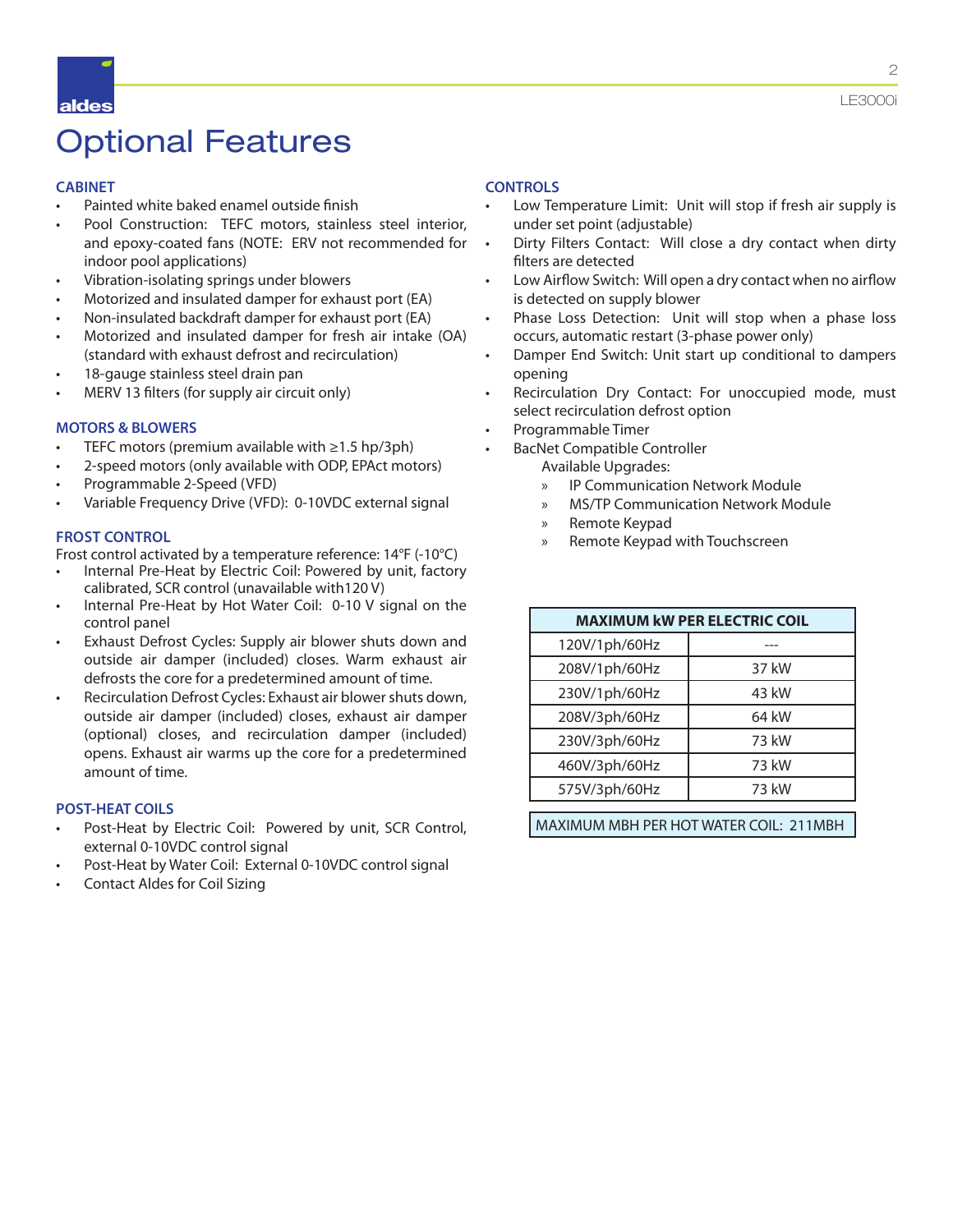# Optional Features

## CABINET

- Painted white baked enamel outside finish
- Pool Construction: TEFC motors, stainless steel interior, and epoxy-coated fans (NOTE: ERV not recommended for indoor pool applications)
- Vibration-isolating springs under blowers
- Motorized and insulated damper for exhaust port (EA)
- Non-insulated backdraft damper for exhaust port (EA)
- Motorized and insulated damper for fresh air intake (OA) (standard with exhaust defrost and recirculation)
- 18-gauge stainless steel drain pan
- MERV 13 filters (for supply air circuit only)

## MOTORS & BLOWERS

- TEFC motors (premium available with ≥1.5 hp/3ph)
- 2-speed motors (only available with ODP, EPAct motors)
- Programmable 2-Speed (VFD)
- Variable Frequency Drive (VFD): 0-10VDC external signal

## FROST CONTROL

Frost control activated by a temperature reference: 14°F (-10°C)

- Internal Pre-Heat by Electric Coil: Powered by unit, factory calibrated, SCR control (unavailable with120 V)
- Internal Pre-Heat by Hot Water Coil: 0-10 V signal on the control panel
- Exhaust Defrost Cycles: Supply air blower shuts down and outside air damper (included) closes. Warm exhaust air defrosts the core for a predetermined amount of time.
- Recirculation Defrost Cycles: Exhaust air blower shuts down, outside air damper (included) closes, exhaust air damper (optional) closes, and recirculation damper (included) opens. Exhaust air warms up the core for a predetermined amount of time.

## POST-HEAT COILS

- Post-Heat by Electric Coil: Powered by unit, SCR Control, external 0-10VDC control signal
- Post-Heat by Water Coil: External 0-10VDC control signal
- Contact Aldes for Coil Sizing

## CONTROLS

- Low Temperature Limit: Unit will stop if fresh air supply is under set point (adjustable)
- Dirty Filters Contact: Will close a dry contact when dirty filters are detected
- Low Airflow Switch: Will open a dry contact when no airflow is detected on supply blower
- Phase Loss Detection: Unit will stop when a phase loss occurs, automatic restart (3-phase power only)
- Damper End Switch: Unit start up conditional to dampers opening
- Recirculation Dry Contact: For unoccupied mode, must select recirculation defrost option
- Programmable Timer
- BacNet Compatible Controller

  Available Upgrades:
  - IP Communication Network Module
  - MS/TP Communication Network Module
  - Remote Keypad
  - Remote Keypad with Touchscreen

| MAXIMUM kW PER ELECTRIC COIL | |
|---|---|
| 120V/1ph/60Hz | --- |
| 208V/1ph/60Hz | 37 kW |
| 230V/1ph/60Hz | 43 kW |
| 208V/3ph/60Hz | 64 kW |
| 230V/3ph/60Hz | 73 kW |
| 460V/3ph/60Hz | 73 kW |
| 575V/3ph/60Hz | 73 kW |

MAXIMUM MBH PER HOT WATER COIL: 211MBH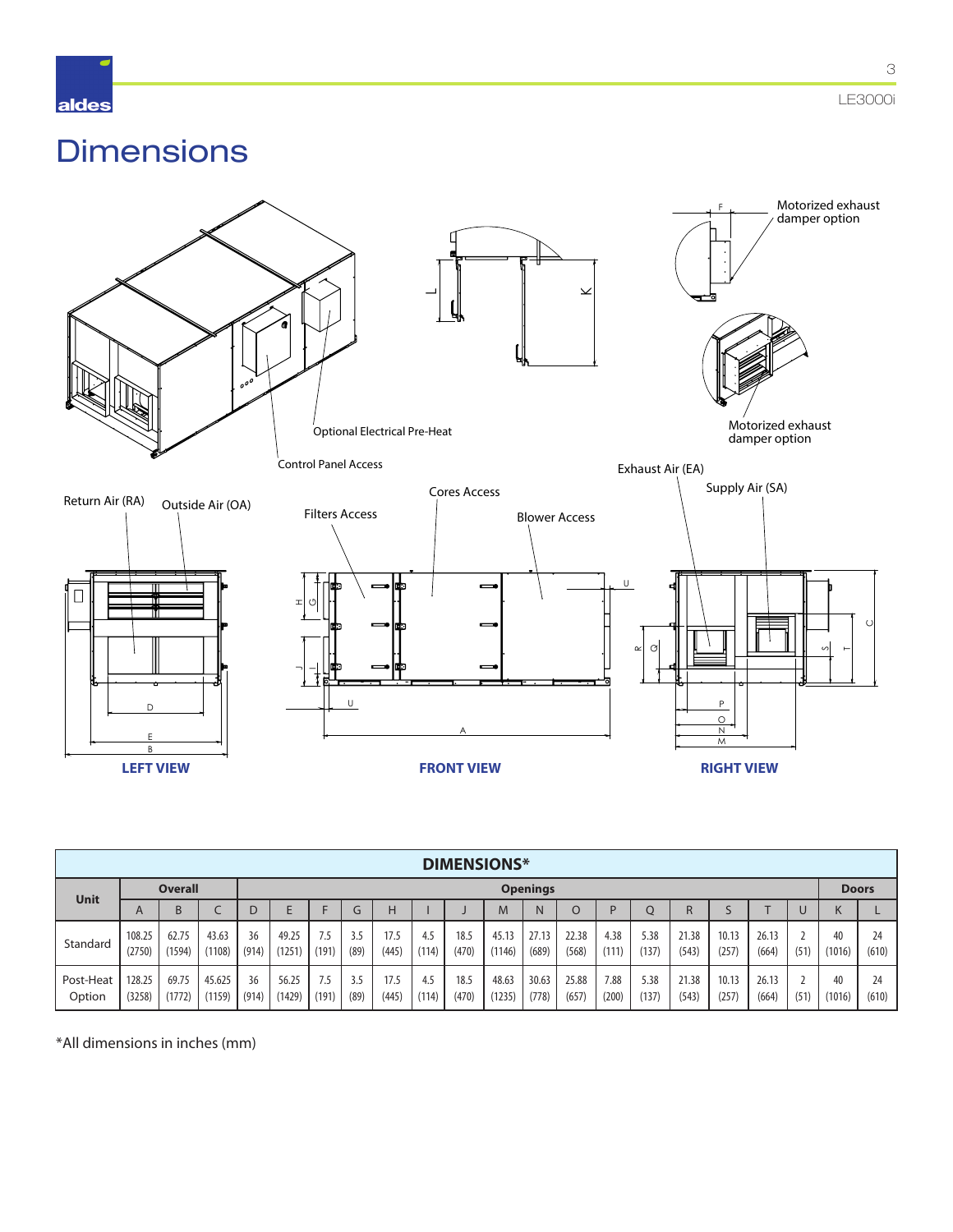# Dimensions

Motorized exhaust damper option

Motorized exhaust damper option

Optional Electrical Pre-Heat

Control Panel Access

Return Air (RA)

Outside Air (OA)

Filters Access

Cores Access

Blower Access

Exhaust Air (EA)

Supply Air (SA)

**LEFT VIEW**

**FRONT VIEW**

**RIGHT VIEW**

| Unit | Overall | | | Openings | | | | | | | | | | | | | | | | Doors | |
|---|---|---|---|---|---|---|---|---|---|---|---|---|---|---|---|---|---|---|---|---|---|
| | A | B | C | D | E | F | G | H | I | J | M | N | O | P | Q | R | S | T | U | K | L |
| Standard | 108.25 (2750) | 62.75 (1594) | 43.63 (1108) | 36 (914) | 49.25 (1251) | 7.5 (191) | 3.5 (89) | 17.5 (445) | 4.5 (114) | 18.5 (470) | 45.13 (1146) | 27.13 (689) | 22.38 (568) | 4.38 (111) | 5.38 (137) | 21.38 (543) | 10.13 (257) | 26.13 (664) | 2 (51) | 40 (1016) | 24 (610) |
| Post-Heat Option | 128.25 (3258) | 69.75 (1772) | 45.625 (1159) | 36 (914) | 56.25 (1429) | 7.5 (191) | 3.5 (89) | 17.5 (445) | 4.5 (114) | 18.5 (470) | 48.63 (1235) | 30.63 (778) | 25.88 (657) | 7.88 (200) | 5.38 (137) | 21.38 (543) | 10.13 (257) | 26.13 (664) | 2 (51) | 40 (1016) | 24 (610) |

*All dimensions in inches (mm)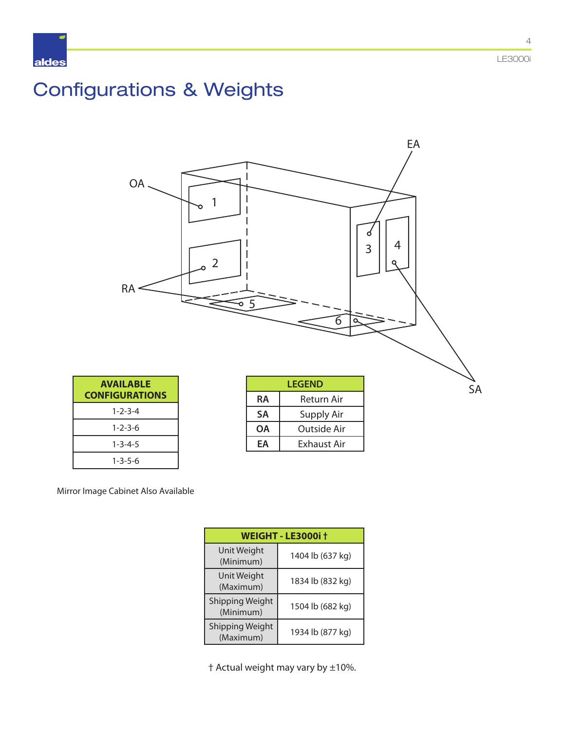# Configurations & Weights

| AVAILABLE CONFIGURATIONS |
|---|
| 1-2-3-4 |
| 1-2-3-6 |
| 1-3-4-5 |
| 1-3-5-6 |

| LEGEND | |
|---|---|
| **RA** | Return Air |
| **SA** | Supply Air |
| **OA** | Outside Air |
| **EA** | Exhaust Air |

Mirror Image Cabinet Also Available

| WEIGHT - LE3000i † | |
|---|---|
| Unit Weight (Minimum) | 1404 lb (637 kg) |
| Unit Weight (Maximum) | 1834 lb (832 kg) |
| Shipping Weight (Minimum) | 1504 lb (682 kg) |
| Shipping Weight (Maximum) | 1934 lb (877 kg) |

† Actual weight may vary by ±10%.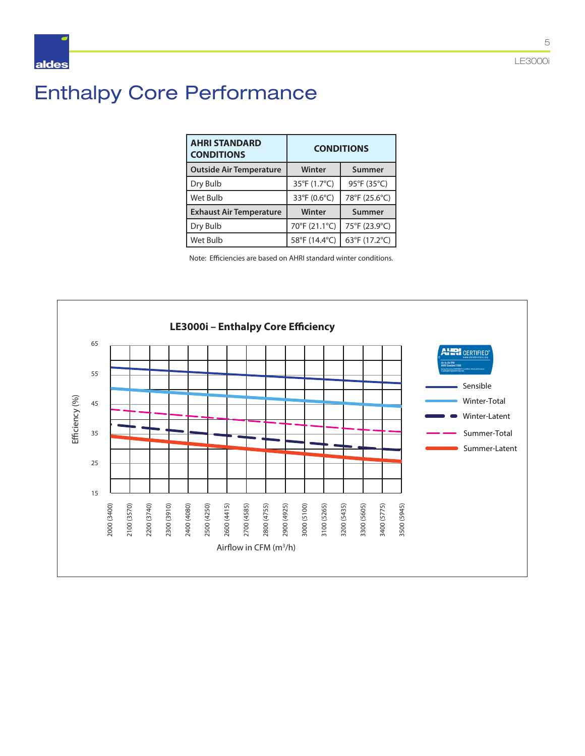# Enthalpy Core Performance

| AHRI STANDARD CONDITIONS | CONDITIONS | |
|---|---|---|
| **Outside Air Temperature** | **Winter** | **Summer** |
| Dry Bulb | 35°F (1.7°C) | 95°F (35°C) |
| Wet Bulb | 33°F (0.6°C) | 78°F (25.6°C) |
| **Exhaust Air Temperature** | **Winter** | **Summer** |
| Dry Bulb | 70°F (21.1°C) | 75°F (23.9°C) |
| Wet Bulb | 58°F (14.4°C) | 63°F (17.2°C) |

Note: Efficiencies are based on AHRI standard winter conditions.

**LE3000i – Enthalpy Core Efficiency**

Efficiency (%): 15, 25, 35, 45, 55, 65

Airflow in CFM ($m^3/h$): 2000 (3400), 2100 (3570), 2200 (3740), 2300 (3910), 2400 (4080), 2500 (4250), 2600 (4415), 2700 (4585), 2800 (4755), 2900 (4925), 3000 (5100), 3100 (5265), 3200 (5435), 3300 (5605), 3400 (5775), 3500 (5945)

Legend: Sensible, Winter-Total, Winter-Latent, Summer-Total, Summer-Latent

AHRI CERTIFIED®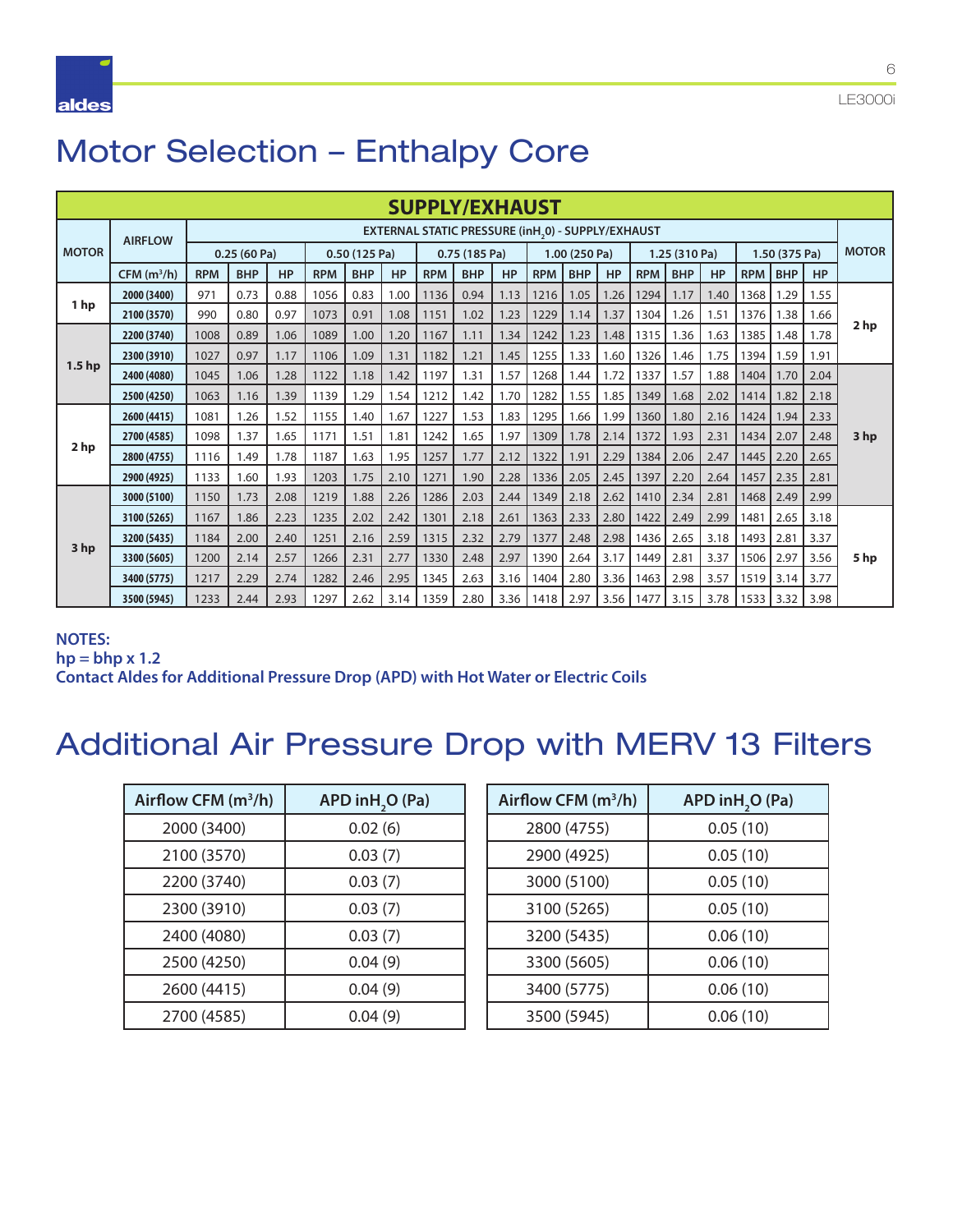# Motor Selection – Enthalpy Core

| SUPPLY/EXHAUST | | | | | | | | | | | | | | | | | | | | |
|---|---|---|---|---|---|---|---|---|---|---|---|---|---|---|---|---|---|---|---|---|
| MOTOR | AIRFLOW | EXTERNAL STATIC PRESSURE (in$H_2O$) - SUPPLY/EXHAUST | | | | | | | | | | | | | | | | | | MOTOR |
| | | 0.25 (60 Pa) | | | 0.50 (125 Pa) | | | 0.75 (185 Pa) | | | 1.00 (250 Pa) | | | 1.25 (310 Pa) | | | 1.50 (375 Pa) | | | |
| | CFM ($m^3$/h) | RPM | BHP | HP | RPM | BHP | HP | RPM | BHP | HP | RPM | BHP | HP | RPM | BHP | HP | RPM | BHP | HP | |
| 1 hp | 2000 (3400) | 971 | 0.73 | 0.88 | 1056 | 0.83 | 1.00 | 1136 | 0.94 | 1.13 | 1216 | 1.05 | 1.26 | 1294 | 1.17 | 1.40 | 1368 | 1.29 | 1.55 | 2 hp |
| | 2100 (3570) | 990 | 0.80 | 0.97 | 1073 | 0.91 | 1.08 | 1151 | 1.02 | 1.23 | 1229 | 1.14 | 1.37 | 1304 | 1.26 | 1.51 | 1376 | 1.38 | 1.66 | |
| 1.5 hp | 2200 (3740) | 1008 | 0.89 | 1.06 | 1089 | 1.00 | 1.20 | 1167 | 1.11 | 1.34 | 1242 | 1.23 | 1.48 | 1315 | 1.36 | 1.63 | 1385 | 1.48 | 1.78 | |
| | 2300 (3910) | 1027 | 0.97 | 1.17 | 1106 | 1.09 | 1.31 | 1182 | 1.21 | 1.45 | 1255 | 1.33 | 1.60 | 1326 | 1.46 | 1.75 | 1394 | 1.59 | 1.91 | |
| | 2400 (4080) | 1045 | 1.06 | 1.28 | 1122 | 1.18 | 1.42 | 1197 | 1.31 | 1.57 | 1268 | 1.44 | 1.72 | 1337 | 1.57 | 1.88 | 1404 | 1.70 | 2.04 | 3 hp |
| | 2500 (4250) | 1063 | 1.16 | 1.39 | 1139 | 1.29 | 1.54 | 1212 | 1.42 | 1.70 | 1282 | 1.55 | 1.85 | 1349 | 1.68 | 2.02 | 1414 | 1.82 | 2.18 | |
| 2 hp | 2600 (4415) | 1081 | 1.26 | 1.52 | 1155 | 1.40 | 1.67 | 1227 | 1.53 | 1.83 | 1295 | 1.66 | 1.99 | 1360 | 1.80 | 2.16 | 1424 | 1.94 | 2.33 | |
| | 2700 (4585) | 1098 | 1.37 | 1.65 | 1171 | 1.51 | 1.81 | 1242 | 1.65 | 1.97 | 1309 | 1.78 | 2.14 | 1372 | 1.93 | 2.31 | 1434 | 2.07 | 2.48 | |
| | 2800 (4755) | 1116 | 1.49 | 1.78 | 1187 | 1.63 | 1.95 | 1257 | 1.77 | 2.12 | 1322 | 1.91 | 2.29 | 1384 | 2.06 | 2.47 | 1445 | 2.20 | 2.65 | |
| | 2900 (4925) | 1133 | 1.60 | 1.93 | 1203 | 1.75 | 2.10 | 1271 | 1.90 | 2.28 | 1336 | 2.05 | 2.45 | 1397 | 2.20 | 2.64 | 1457 | 2.35 | 2.81 | |
| 3 hp | 3000 (5100) | 1150 | 1.73 | 2.08 | 1219 | 1.88 | 2.26 | 1286 | 2.03 | 2.44 | 1349 | 2.18 | 2.62 | 1410 | 2.34 | 2.81 | 1468 | 2.49 | 2.99 | |
| | 3100 (5265) | 1167 | 1.86 | 2.23 | 1235 | 2.02 | 2.42 | 1301 | 2.18 | 2.61 | 1363 | 2.33 | 2.80 | 1422 | 2.49 | 2.99 | 1481 | 2.65 | 3.18 | 5 hp |
| | 3200 (5435) | 1184 | 2.00 | 2.40 | 1251 | 2.16 | 2.59 | 1315 | 2.32 | 2.79 | 1377 | 2.48 | 2.98 | 1436 | 2.65 | 3.18 | 1493 | 2.81 | 3.37 | |
| | 3300 (5605) | 1200 | 2.14 | 2.57 | 1266 | 2.31 | 2.77 | 1330 | 2.48 | 2.97 | 1390 | 2.64 | 3.17 | 1449 | 2.81 | 3.37 | 1506 | 2.97 | 3.56 | |
| | 3400 (5775) | 1217 | 2.29 | 2.74 | 1282 | 2.46 | 2.95 | 1345 | 2.63 | 3.16 | 1404 | 2.80 | 3.36 | 1463 | 2.98 | 3.57 | 1519 | 3.14 | 3.77 | |
| | 3500 (5945) | 1233 | 2.44 | 2.93 | 1297 | 2.62 | 3.14 | 1359 | 2.80 | 3.36 | 1418 | 2.97 | 3.56 | 1477 | 3.15 | 3.78 | 1533 | 3.32 | 3.98 | |

**NOTES:**
**hp = bhp x 1.2**
**Contact Aldes for Additional Pressure Drop (APD) with Hot Water or Electric Coils**

# Additional Air Pressure Drop with MERV 13 Filters

| Airflow CFM ($m^3$/h) | APD in$H_2O$ (Pa) |
|---|---|
| 2000 (3400) | 0.02 (6) |
| 2100 (3570) | 0.03 (7) |
| 2200 (3740) | 0.03 (7) |
| 2300 (3910) | 0.03 (7) |
| 2400 (4080) | 0.03 (7) |
| 2500 (4250) | 0.04 (9) |
| 2600 (4415) | 0.04 (9) |
| 2700 (4585) | 0.04 (9) |

| Airflow CFM ($m^3$/h) | APD in$H_2O$ (Pa) |
|---|---|
| 2800 (4755) | 0.05 (10) |
| 2900 (4925) | 0.05 (10) |
| 3000 (5100) | 0.05 (10) |
| 3100 (5265) | 0.05 (10) |
| 3200 (5435) | 0.06 (10) |
| 3300 (5605) | 0.06 (10) |
| 3400 (5775) | 0.06 (10) |
| 3500 (5945) | 0.06 (10) |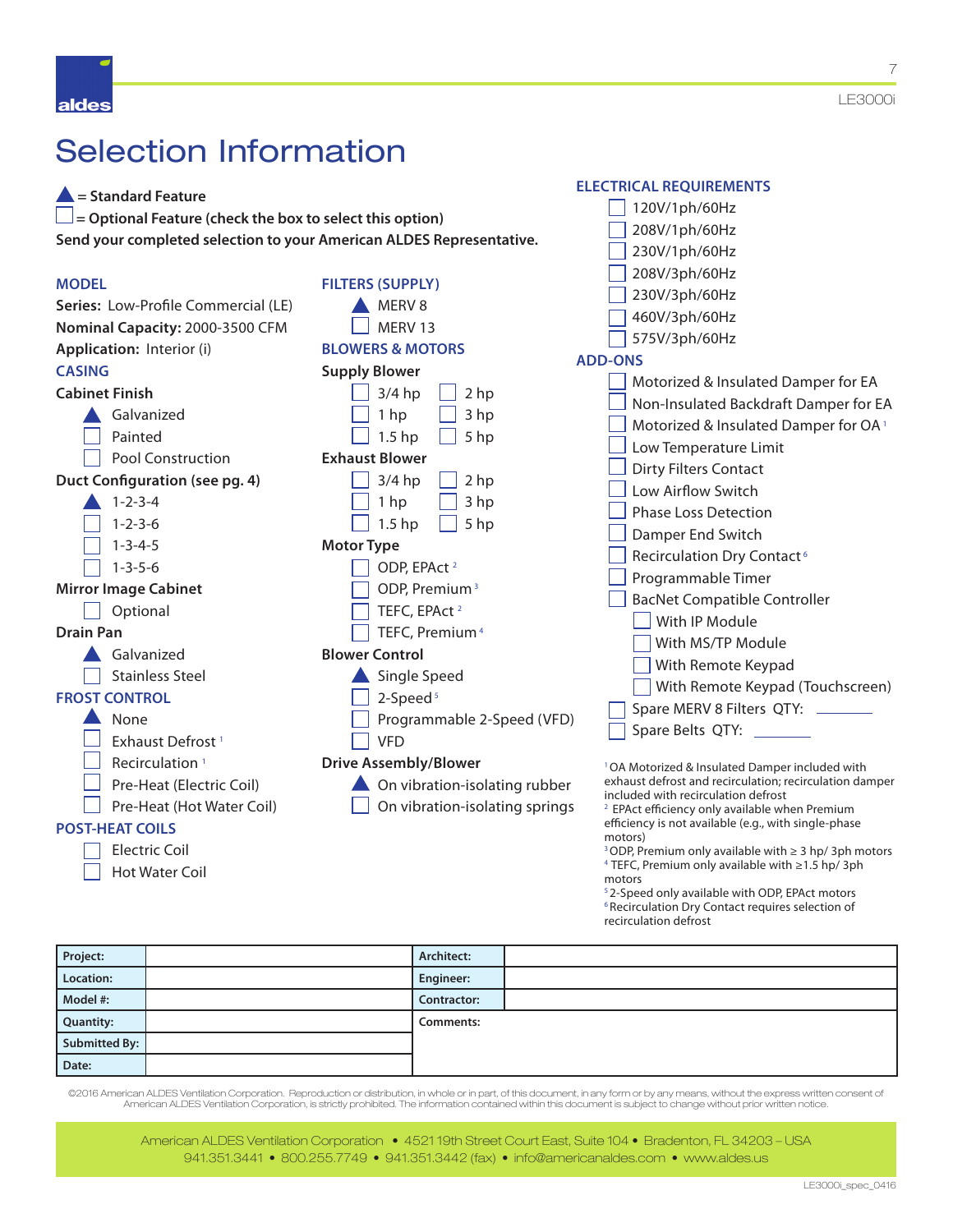# Selection Information

▲ = Standard Feature
☐ = Optional Feature (check the box to select this option)
**Send your completed selection to your American ALDES Representative.**

## MODEL

**Series:** Low-Profile Commercial (LE)
**Nominal Capacity:** 2000-3500 CFM
**Application:** Interior (i)

## CASING

**Cabinet Finish**

- ▲ Galvanized
- ☐ Painted
- ☐ Pool Construction

**Duct Configuration (see pg. 4)**

- ▲ 1-2-3-4
- ☐ 1-2-3-6
- ☐ 1-3-4-5
- ☐ 1-3-5-6

**Mirror Image Cabinet**

- ☐ Optional

**Drain Pan**

- ▲ Galvanized
- ☐ Stainless Steel

## FROST CONTROL

- ▲ None
- ☐ Exhaust Defrost [1]
- ☐ Recirculation [1]
- ☐ Pre-Heat (Electric Coil)
- ☐ Pre-Heat (Hot Water Coil)

## POST-HEAT COILS

- ☐ Electric Coil
- ☐ Hot Water Coil

## FILTERS (SUPPLY)

- ▲ MERV 8
- ☐ MERV 13

## BLOWERS & MOTORS

**Supply Blower**

- ☐ 3/4 hp
- ☐ 1 hp
- ☐ 1.5 hp
- ☐ 2 hp
- ☐ 3 hp
- ☐ 5 hp

**Exhaust Blower**

- ☐ 3/4 hp
- ☐ 1 hp
- ☐ 1.5 hp
- ☐ 2 hp
- ☐ 3 hp
- ☐ 5 hp

**Motor Type**

- ☐ ODP, EPAct [2]
- ☐ ODP, Premium [3]
- ☐ TEFC, EPAct [2]
- ☐ TEFC, Premium [4]

**Blower Control**

- ▲ Single Speed
- ☐ 2-Speed [5]
- ☐ Programmable 2-Speed (VFD)
- ☐ VFD

**Drive Assembly/Blower**

- ▲ On vibration-isolating rubber
- ☐ On vibration-isolating springs

## ELECTRICAL REQUIREMENTS

- ☐ 120V/1ph/60Hz
- ☐ 208V/1ph/60Hz
- ☐ 230V/1ph/60Hz
- ☐ 208V/3ph/60Hz
- ☐ 230V/3ph/60Hz
- ☐ 460V/3ph/60Hz
- ☐ 575V/3ph/60Hz

## ADD-ONS

- ☐ Motorized & Insulated Damper for EA
- ☐ Non-Insulated Backdraft Damper for EA
- ☐ Motorized & Insulated Damper for OA [1]
- ☐ Low Temperature Limit
- ☐ Dirty Filters Contact
- ☐ Low Airflow Switch
- ☐ Phase Loss Detection
- ☐ Damper End Switch
- ☐ Recirculation Dry Contact [6]
- ☐ Programmable Timer
- ☐ BacNet Compatible Controller
  - ☐ With IP Module
  - ☐ With MS/TP Module
  - ☐ With Remote Keypad
  - ☐ With Remote Keypad (Touchscreen)
- ☐ Spare MERV 8 Filters QTY: ________
- ☐ Spare Belts QTY: ________

[1] OA Motorized & Insulated Damper included with exhaust defrost and recirculation; recirculation damper included with recirculation defrost
[2] EPAct efficiency only available when Premium efficiency is not available (e.g., with single-phase motors)
[3] ODP, Premium only available with ≥ 3 hp/ 3ph motors
[4] TEFC, Premium only available with ≥1.5 hp/ 3ph motors
[5] 2-Speed only available with ODP, EPAct motors
[6] Recirculation Dry Contact requires selection of recirculation defrost

| | | | |
|---|---|---|---|
| **Project:** | | **Architect:** | |
| **Location:** | | **Engineer:** | |
| **Model #:** | | **Contractor:** | |
| **Quantity:** | | **Comments:** | |
| **Submitted By:** | | | |
| **Date:** | | | |

©2016 American ALDES Ventilation Corporation. Reproduction or distribution, in whole or in part, of this document, in any form or by any means, without the express written consent of American ALDES Ventilation Corporation, is strictly prohibited. The information contained within this document is subject to change without prior written notice.

American ALDES Ventilation Corporation • 4521 19th Street Court East, Suite 104 • Bradenton, FL 34203 – USA
941.351.3441 • 800.255.7749 • 941.351.3442 (fax) • info@americanaldes.com • www.aldes.us

LE3000i_spec_0416